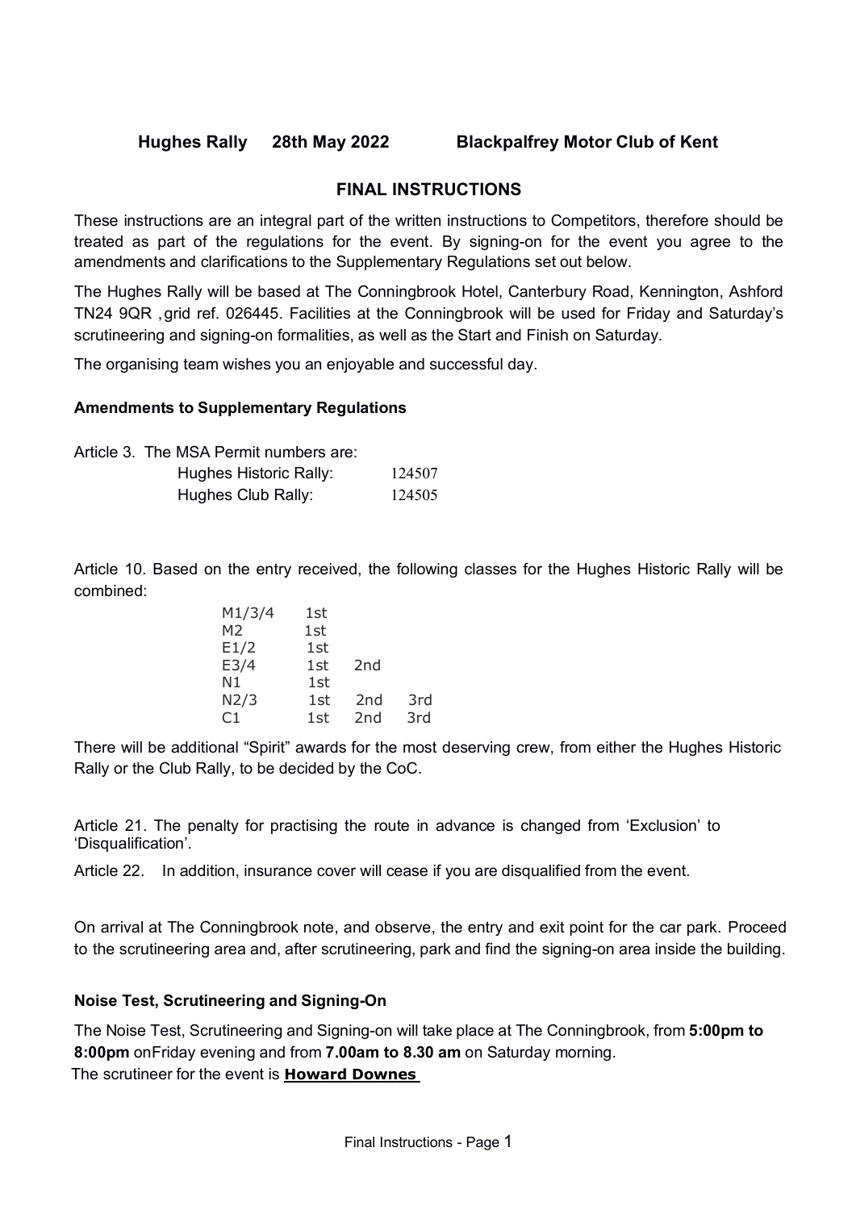**Hughes Rally 28th May 2022 Blackpalfrey Motor Club of Kent**

## FINAL INSTRUCTIONS

These instructions are an integral part of the written instructions to Competitors, therefore should be treated as part of the regulations for the event. By signing-on for the event you agree to the amendments and clarifications to the Supplementary Regulations set out below.

The Hughes Rally will be based at The Conningbrook Hotel, Canterbury Road, Kennington, Ashford TN24 9QR ,grid ref. 026445. Facilities at the Conningbrook will be used for Friday and Saturday's scrutineering and signing-on formalities, as well as the Start and Finish on Saturday.

The organising team wishes you an enjoyable and successful day.

### Amendments to Supplementary Regulations

Article 3. The MSA Permit numbers are:

| | |
|---|---|
| Hughes Historic Rally: | 124507 |
| Hughes Club Rally: | 124505 |

Article 10. Based on the entry received, the following classes for the Hughes Historic Rally will be combined:

| | | | |
|---|---|---|---|
| M1/3/4 | 1st | | |
| M2 | 1st | | |
| E1/2 | 1st | | |
| E3/4 | 1st | 2nd | |
| N1 | 1st | | |
| N2/3 | 1st | 2nd | 3rd |
| C1 | 1st | 2nd | 3rd |

There will be additional "Spirit" awards for the most deserving crew, from either the Hughes Historic Rally or the Club Rally, to be decided by the CoC.

Article 21. The penalty for practising the route in advance is changed from 'Exclusion' to 'Disqualification'.

Article 22. In addition, insurance cover will cease if you are disqualified from the event.

On arrival at The Conningbrook note, and observe, the entry and exit point for the car park. Proceed to the scrutineering area and, after scrutineering, park and find the signing-on area inside the building.

### Noise Test, Scrutineering and Signing-On

The Noise Test, Scrutineering and Signing-on will take place at The Conningbrook, from **5:00pm to 8:00pm** onFriday evening and from **7.00am to 8.30 am** on Saturday morning.

The scrutineer for the event is **Howard Downes**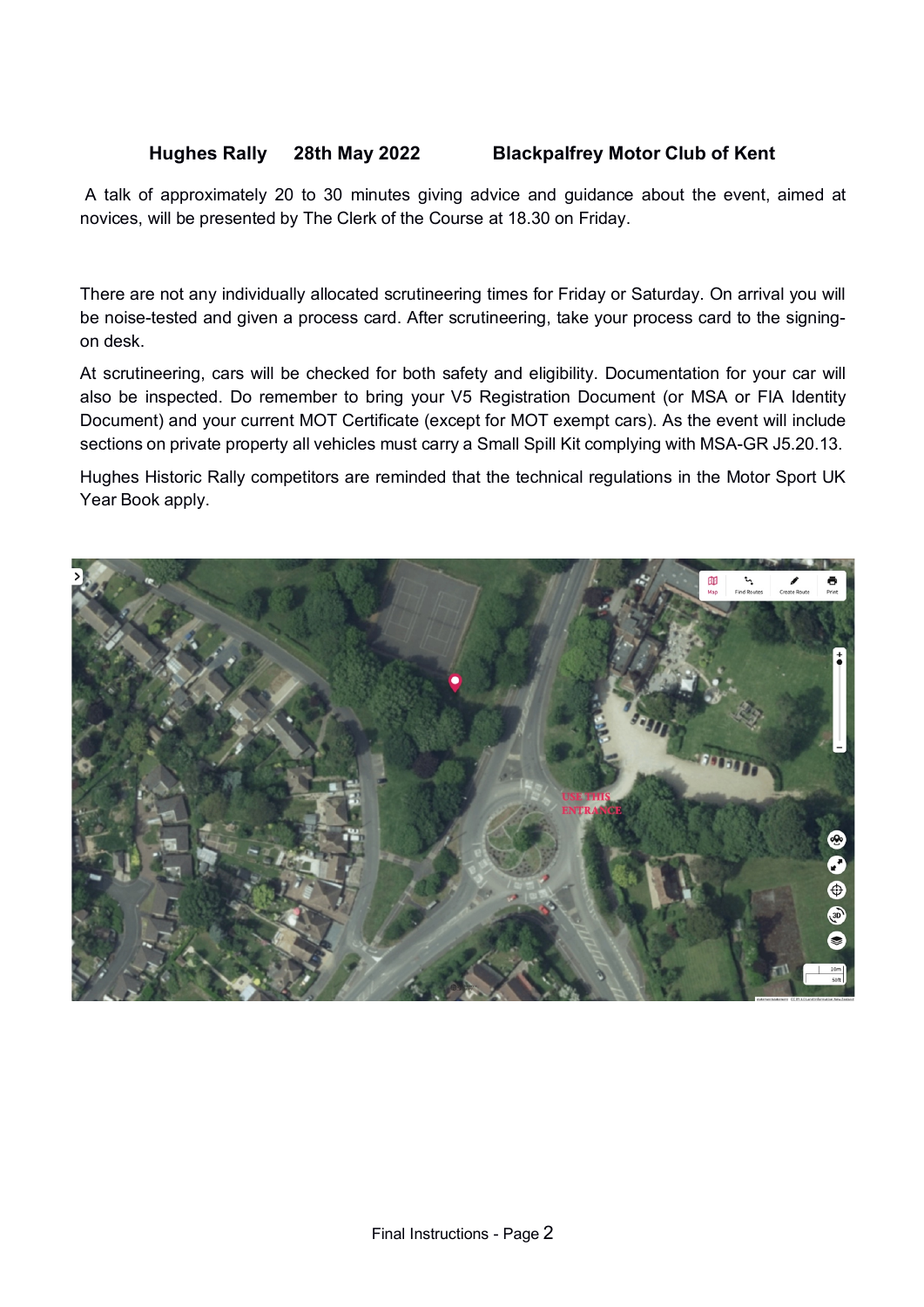**Hughes Rally 28th May 2022 Blackpalfrey Motor Club of Kent**

A talk of approximately 20 to 30 minutes giving advice and guidance about the event, aimed at novices, will be presented by The Clerk of the Course at 18.30 on Friday.

There are not any individually allocated scrutineering times for Friday or Saturday. On arrival you will be noise-tested and given a process card. After scrutineering, take your process card to the signing-on desk.

At scrutineering, cars will be checked for both safety and eligibility. Documentation for your car will also be inspected. Do remember to bring your V5 Registration Document (or MSA or FIA Identity Document) and your current MOT Certificate (except for MOT exempt cars). As the event will include sections on private property all vehicles must carry a Small Spill Kit complying with MSA-GR J5.20.13.

Hughes Historic Rally competitors are reminded that the technical regulations in the Motor Sport UK Year Book apply.

USE THIS ENTRANCE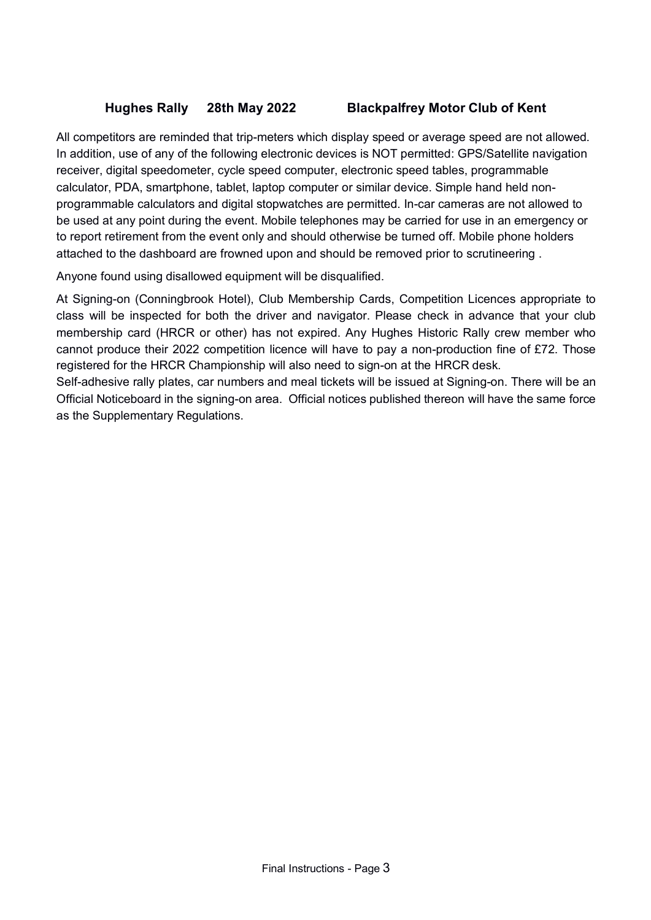**Hughes Rally 28th May 2022 Blackpalfrey Motor Club of Kent**

All competitors are reminded that trip-meters which display speed or average speed are not allowed. In addition, use of any of the following electronic devices is NOT permitted: GPS/Satellite navigation receiver, digital speedometer, cycle speed computer, electronic speed tables, programmable calculator, PDA, smartphone, tablet, laptop computer or similar device. Simple hand held non-programmable calculators and digital stopwatches are permitted. In-car cameras are not allowed to be used at any point during the event. Mobile telephones may be carried for use in an emergency or to report retirement from the event only and should otherwise be turned off. Mobile phone holders attached to the dashboard are frowned upon and should be removed prior to scrutineering .

Anyone found using disallowed equipment will be disqualified.

At Signing-on (Conningbrook Hotel), Club Membership Cards, Competition Licences appropriate to class will be inspected for both the driver and navigator. Please check in advance that your club membership card (HRCR or other) has not expired. Any Hughes Historic Rally crew member who cannot produce their 2022 competition licence will have to pay a non-production fine of £72. Those registered for the HRCR Championship will also need to sign-on at the HRCR desk.
Self-adhesive rally plates, car numbers and meal tickets will be issued at Signing-on. There will be an Official Noticeboard in the signing-on area. Official notices published thereon will have the same force as the Supplementary Regulations.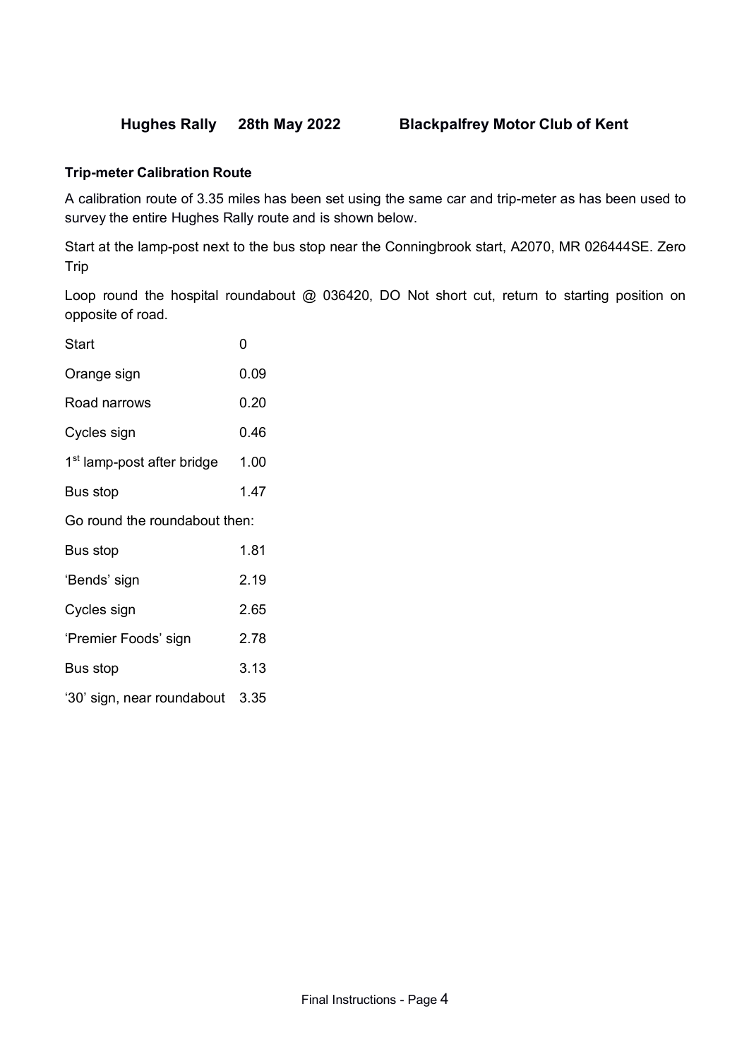**Hughes Rally 28th May 2022 Blackpalfrey Motor Club of Kent**

**Trip-meter Calibration Route**

A calibration route of 3.35 miles has been set using the same car and trip-meter as has been used to survey the entire Hughes Rally route and is shown below.

Start at the lamp-post next to the bus stop near the Conningbrook start, A2070, MR 026444SE. Zero Trip

Loop round the hospital roundabout @ 036420, DO Not short cut, return to starting position on opposite of road.

| | |
|---|---|
| Start | 0 |
| Orange sign | 0.09 |
| Road narrows | 0.20 |
| Cycles sign | 0.46 |
| 1st lamp-post after bridge | 1.00 |
| Bus stop | 1.47 |

Go round the roundabout then:

| | |
|---|---|
| Bus stop | 1.81 |
| 'Bends' sign | 2.19 |
| Cycles sign | 2.65 |
| 'Premier Foods' sign | 2.78 |
| Bus stop | 3.13 |
| '30' sign, near roundabout | 3.35 |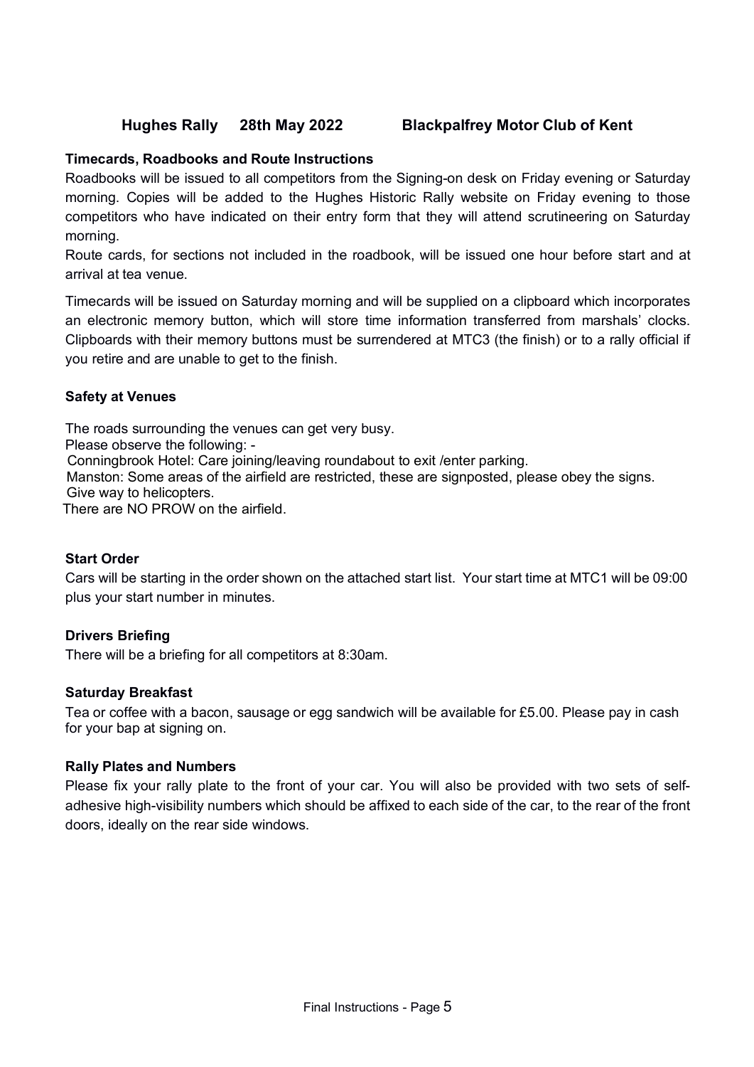**Hughes Rally 28th May 2022 Blackpalfrey Motor Club of Kent**

### Timecards, Roadbooks and Route Instructions

Roadbooks will be issued to all competitors from the Signing-on desk on Friday evening or Saturday morning. Copies will be added to the Hughes Historic Rally website on Friday evening to those competitors who have indicated on their entry form that they will attend scrutineering on Saturday morning.

Route cards, for sections not included in the roadbook, will be issued one hour before start and at arrival at tea venue.

Timecards will be issued on Saturday morning and will be supplied on a clipboard which incorporates an electronic memory button, which will store time information transferred from marshals' clocks. Clipboards with their memory buttons must be surrendered at MTC3 (the finish) or to a rally official if you retire and are unable to get to the finish.

### Safety at Venues

The roads surrounding the venues can get very busy.
Please observe the following: -
Conningbrook Hotel: Care joining/leaving roundabout to exit /enter parking.
Manston: Some areas of the airfield are restricted, these are signposted, please obey the signs.
Give way to helicopters.
There are NO PROW on the airfield.

### Start Order

Cars will be starting in the order shown on the attached start list. Your start time at MTC1 will be 09:00 plus your start number in minutes.

### Drivers Briefing

There will be a briefing for all competitors at 8:30am.

### Saturday Breakfast

Tea or coffee with a bacon, sausage or egg sandwich will be available for £5.00. Please pay in cash for your bap at signing on.

### Rally Plates and Numbers

Please fix your rally plate to the front of your car. You will also be provided with two sets of self-adhesive high-visibility numbers which should be affixed to each side of the car, to the rear of the front doors, ideally on the rear side windows.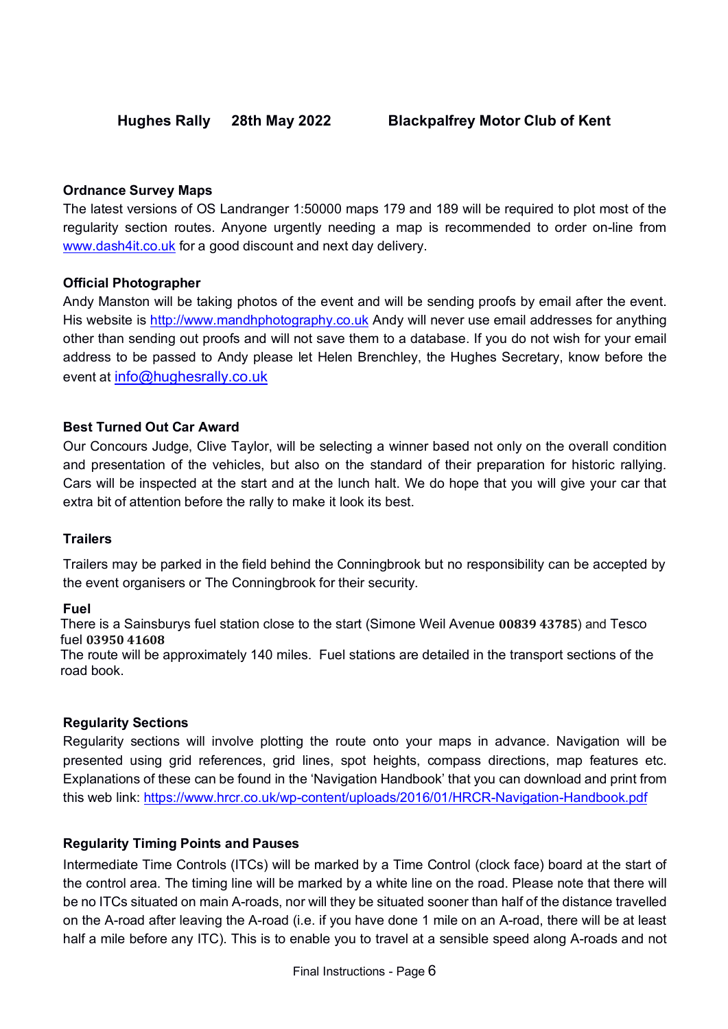**Hughes Rally 28th May 2022 Blackpalfrey Motor Club of Kent**

**Ordnance Survey Maps**

The latest versions of OS Landranger 1:50000 maps 179 and 189 will be required to plot most of the regularity section routes. Anyone urgently needing a map is recommended to order on-line from www.dash4it.co.uk for a good discount and next day delivery.

**Official Photographer**

Andy Manston will be taking photos of the event and will be sending proofs by email after the event. His website is http://www.mandhphotography.co.uk Andy will never use email addresses for anything other than sending out proofs and will not save them to a database. If you do not wish for your email address to be passed to Andy please let Helen Brenchley, the Hughes Secretary, know before the event at info@hughesrally.co.uk

**Best Turned Out Car Award**

Our Concours Judge, Clive Taylor, will be selecting a winner based not only on the overall condition and presentation of the vehicles, but also on the standard of their preparation for historic rallying. Cars will be inspected at the start and at the lunch halt. We do hope that you will give your car that extra bit of attention before the rally to make it look its best.

**Trailers**

Trailers may be parked in the field behind the Conningbrook but no responsibility can be accepted by the event organisers or The Conningbrook for their security.

**Fuel**

There is a Sainsburys fuel station close to the start (Simone Weil Avenue **00839 43785**) and Tesco fuel **03950 41608**

The route will be approximately 140 miles. Fuel stations are detailed in the transport sections of the road book.

**Regularity Sections**

Regularity sections will involve plotting the route onto your maps in advance. Navigation will be presented using grid references, grid lines, spot heights, compass directions, map features etc. Explanations of these can be found in the 'Navigation Handbook' that you can download and print from this web link: https://www.hrcr.co.uk/wp-content/uploads/2016/01/HRCR-Navigation-Handbook.pdf

**Regularity Timing Points and Pauses**

Intermediate Time Controls (ITCs) will be marked by a Time Control (clock face) board at the start of the control area. The timing line will be marked by a white line on the road. Please note that there will be no ITCs situated on main A-roads, nor will they be situated sooner than half of the distance travelled on the A-road after leaving the A-road (i.e. if you have done 1 mile on an A-road, there will be at least half a mile before any ITC). This is to enable you to travel at a sensible speed along A-roads and not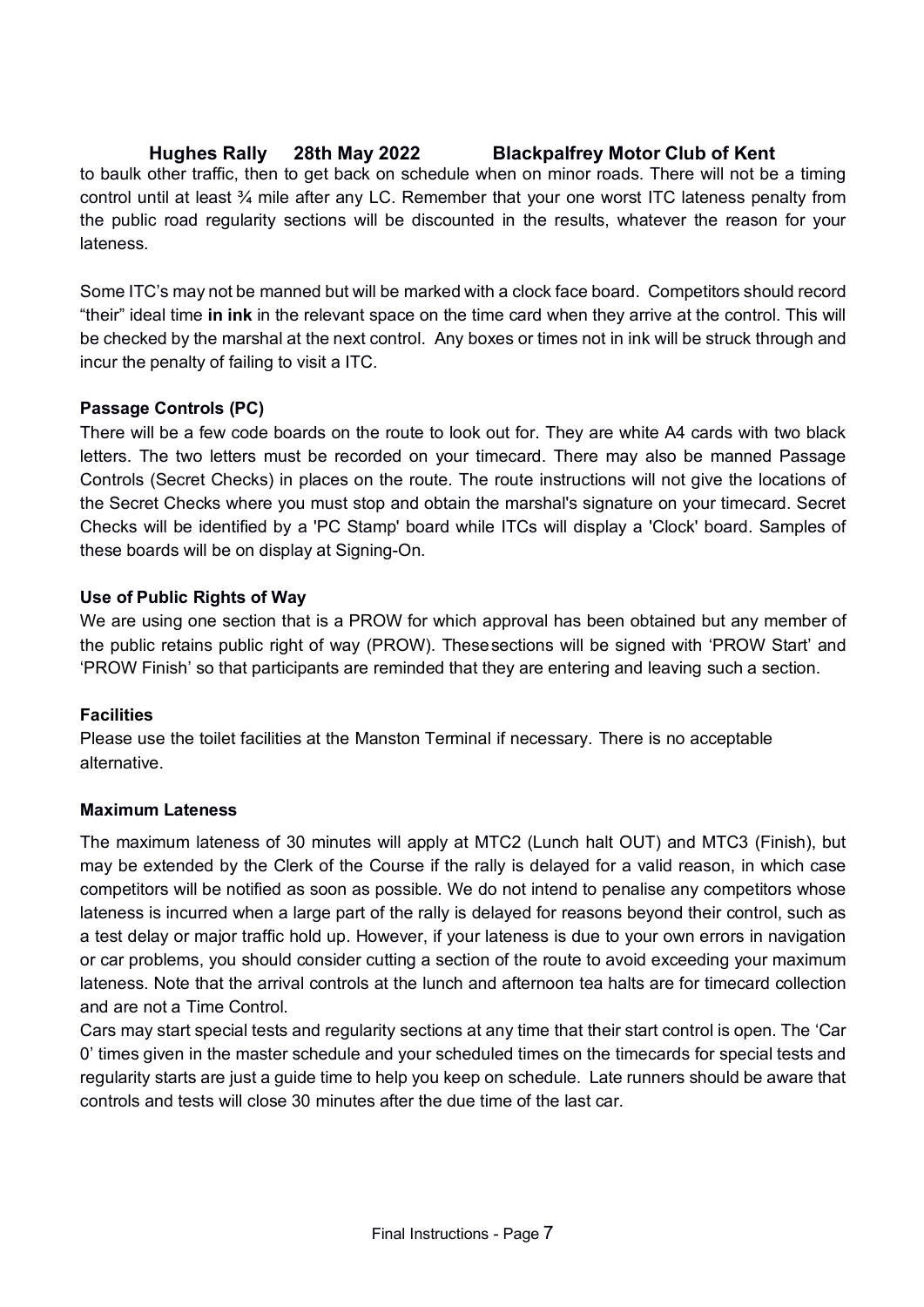to baulk other traffic, then to get back on schedule when on minor roads. There will not be a timing control until at least ¾ mile after any LC. Remember that your one worst ITC lateness penalty from the public road regularity sections will be discounted in the results, whatever the reason for your lateness.

Some ITC's may not be manned but will be marked with a clock face board. Competitors should record "their" ideal time **in ink** in the relevant space on the time card when they arrive at the control. This will be checked by the marshal at the next control. Any boxes or times not in ink will be struck through and incur the penalty of failing to visit a ITC.

**Passage Controls (PC)**

There will be a few code boards on the route to look out for. They are white A4 cards with two black letters. The two letters must be recorded on your timecard. There may also be manned Passage Controls (Secret Checks) in places on the route. The route instructions will not give the locations of the Secret Checks where you must stop and obtain the marshal's signature on your timecard. Secret Checks will be identified by a 'PC Stamp' board while ITCs will display a 'Clock' board. Samples of these boards will be on display at Signing-On.

**Use of Public Rights of Way**

We are using one section that is a PROW for which approval has been obtained but any member of the public retains public right of way (PROW). These sections will be signed with 'PROW Start' and 'PROW Finish' so that participants are reminded that they are entering and leaving such a section.

**Facilities**

Please use the toilet facilities at the Manston Terminal if necessary. There is no acceptable alternative.

**Maximum Lateness**

The maximum lateness of 30 minutes will apply at MTC2 (Lunch halt OUT) and MTC3 (Finish), but may be extended by the Clerk of the Course if the rally is delayed for a valid reason, in which case competitors will be notified as soon as possible. We do not intend to penalise any competitors whose lateness is incurred when a large part of the rally is delayed for reasons beyond their control, such as a test delay or major traffic hold up. However, if your lateness is due to your own errors in navigation or car problems, you should consider cutting a section of the route to avoid exceeding your maximum lateness. Note that the arrival controls at the lunch and afternoon tea halts are for timecard collection and are not a Time Control.

Cars may start special tests and regularity sections at any time that their start control is open. The 'Car 0' times given in the master schedule and your scheduled times on the timecards for special tests and regularity starts are just a guide time to help you keep on schedule. Late runners should be aware that controls and tests will close 30 minutes after the due time of the last car.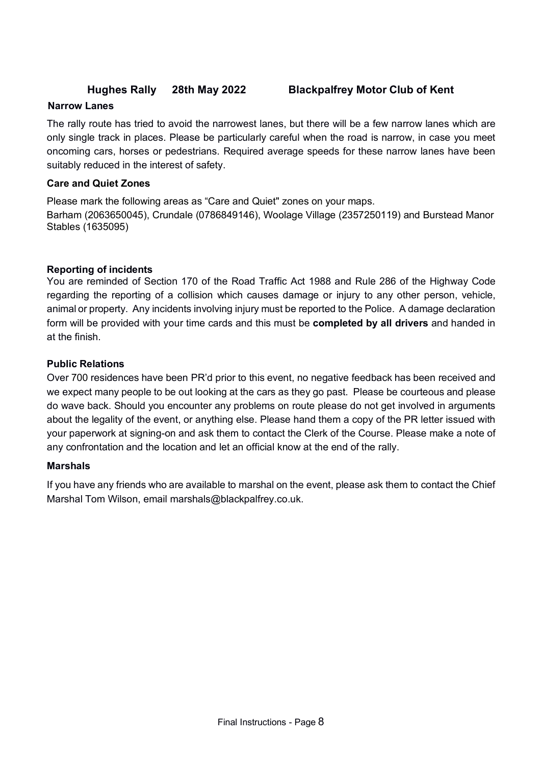**Hughes Rally 28th May 2022 Blackpalfrey Motor Club of Kent**

**Narrow Lanes**

The rally route has tried to avoid the narrowest lanes, but there will be a few narrow lanes which are only single track in places. Please be particularly careful when the road is narrow, in case you meet oncoming cars, horses or pedestrians. Required average speeds for these narrow lanes have been suitably reduced in the interest of safety.

**Care and Quiet Zones**

Please mark the following areas as "Care and Quiet" zones on your maps.
Barham (2063650045), Crundale (0786849146), Woolage Village (2357250119) and Burstead Manor Stables (1635095)

**Reporting of incidents**

You are reminded of Section 170 of the Road Traffic Act 1988 and Rule 286 of the Highway Code regarding the reporting of a collision which causes damage or injury to any other person, vehicle, animal or property. Any incidents involving injury must be reported to the Police. A damage declaration form will be provided with your time cards and this must be **completed by all drivers** and handed in at the finish.

**Public Relations**

Over 700 residences have been PR'd prior to this event, no negative feedback has been received and we expect many people to be out looking at the cars as they go past. Please be courteous and please do wave back. Should you encounter any problems on route please do not get involved in arguments about the legality of the event, or anything else. Please hand them a copy of the PR letter issued with your paperwork at signing-on and ask them to contact the Clerk of the Course. Please make a note of any confrontation and the location and let an official know at the end of the rally.

**Marshals**

If you have any friends who are available to marshal on the event, please ask them to contact the Chief Marshal Tom Wilson, email marshals@blackpalfrey.co.uk.